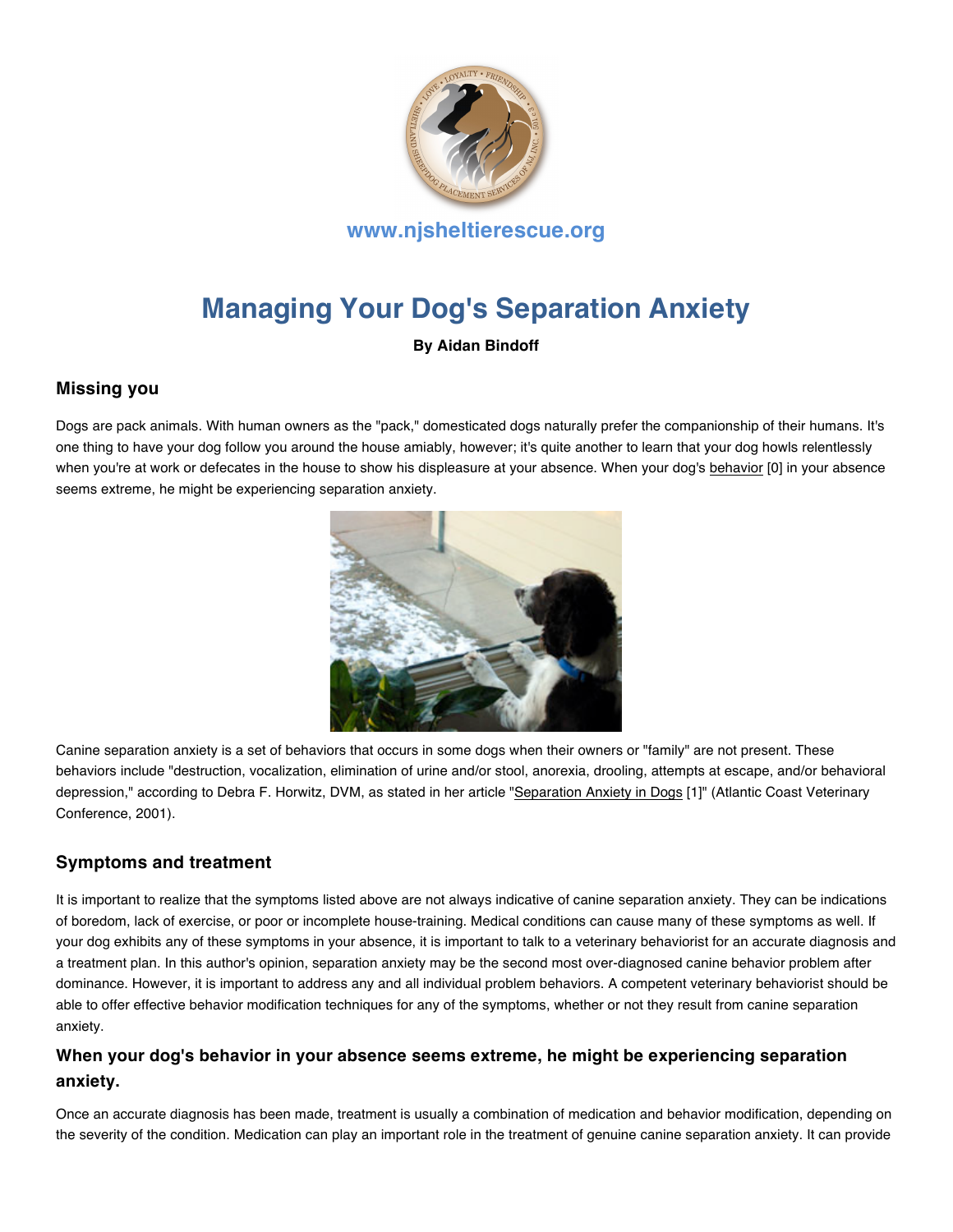www.njsheltierescue.org

# Managing Your Dog's Separation Anxiety

**By Aidan Bindoff**

## Missing you

Dogs are pack animals. With human owners as the "pack," domesticated dogs naturally prefer the companionship of their humans. It's one thing to have your dog follow you around the house amiably, however; it's quite another to learn that your dog howls relentlessly when you're at work or defecates in the house to show his displeasure at your absence. When your dog's behavior [0] in your absence seems extreme, he might be experiencing separation anxiety.

Canine separation anxiety is a set of behaviors that occurs in some dogs when their owners or "family" are not present. These behaviors include "destruction, vocalization, elimination of urine and/or stool, anorexia, drooling, attempts at escape, and/or behavioral depression," according to Debra F. Horwitz, DVM, as stated in her article "Separation Anxiety in Dogs [1]" (Atlantic Coast Veterinary Conference, 2001).

## Symptoms and treatment

It is important to realize that the symptoms listed above are not always indicative of canine separation anxiety. They can be indications of boredom, lack of exercise, or poor or incomplete house-training. Medical conditions can cause many of these symptoms as well. If your dog exhibits any of these symptoms in your absence, it is important to talk to a veterinary behaviorist for an accurate diagnosis and a treatment plan. In this author's opinion, separation anxiety may be the second most over-diagnosed canine behavior problem after dominance. However, it is important to address any and all individual problem behaviors. A competent veterinary behaviorist should be able to offer effective behavior modification techniques for any of the symptoms, whether or not they result from canine separation anxiety.

### When your dog's behavior in your absence seems extreme, he might be experiencing separation anxiety.

Once an accurate diagnosis has been made, treatment is usually a combination of medication and behavior modification, depending on the severity of the condition. Medication can play an important role in the treatment of genuine canine separation anxiety. It can provide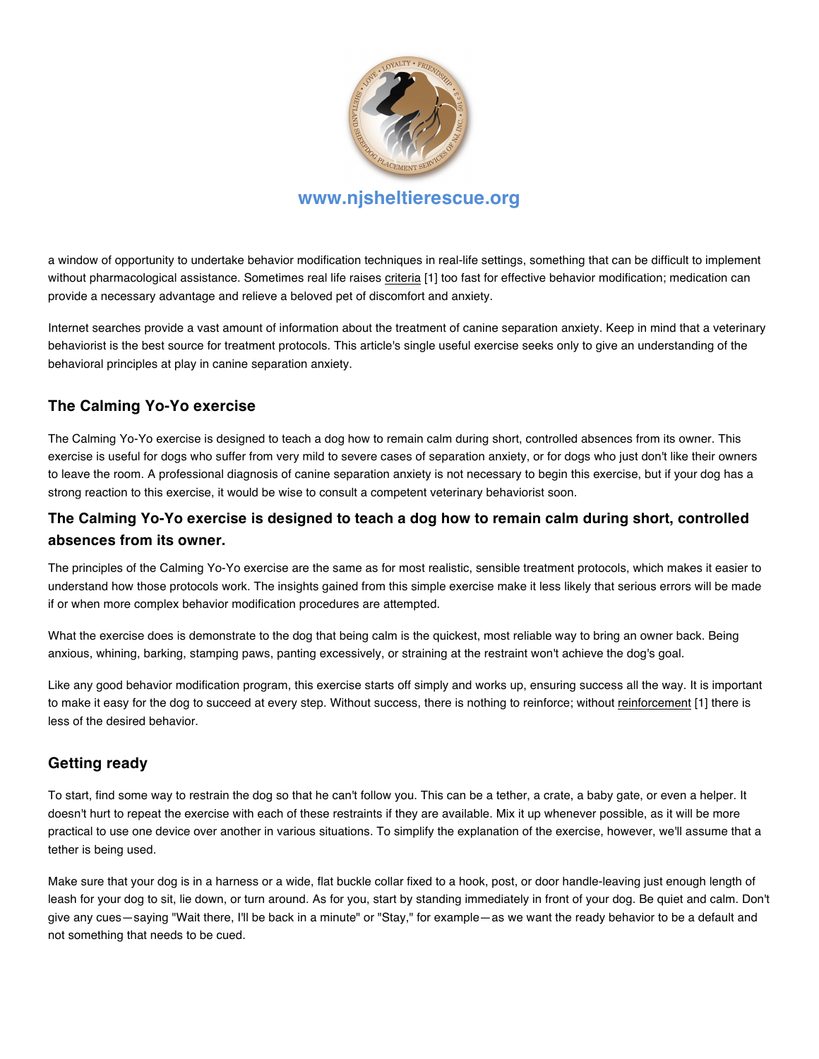a window of opportunity to undertake behavior modification techniques in real-life settings, something that can be difficult to implement without pharmacological assistance. Sometimes real life raises criteria [1] too fast for effective behavior modification; medication can provide a necessary advantage and relieve a beloved pet of discomfort and anxiety.

Internet searches provide a vast amount of information about the treatment of canine separation anxiety. Keep in mind that a veterinary behaviorist is the best source for treatment protocols. This article's single useful exercise seeks only to give an understanding of the behavioral principles at play in canine separation anxiety.

## The Calming Yo-Yo exercise

The Calming Yo-Yo exercise is designed to teach a dog how to remain calm during short, controlled absences from its owner. This exercise is useful for dogs who suffer from very mild to severe cases of separation anxiety, or for dogs who just don't like their owners to leave the room. A professional diagnosis of canine separation anxiety is not necessary to begin this exercise, but if your dog has a strong reaction to this exercise, it would be wise to consult a competent veterinary behaviorist soon.

### The Calming Yo-Yo exercise is designed to teach a dog how to remain calm during short, controlled absences from its owner.

The principles of the Calming Yo-Yo exercise are the same as for most realistic, sensible treatment protocols, which makes it easier to understand how those protocols work. The insights gained from this simple exercise make it less likely that serious errors will be made if or when more complex behavior modification procedures are attempted.

What the exercise does is demonstrate to the dog that being calm is the quickest, most reliable way to bring an owner back. Being anxious, whining, barking, stamping paws, panting excessively, or straining at the restraint won't achieve the dog's goal.

Like any good behavior modification program, this exercise starts off simply and works up, ensuring success all the way. It is important to make it easy for the dog to succeed at every step. Without success, there is nothing to reinforce; without reinforcement [1] there is less of the desired behavior.

## Getting ready

To start, find some way to restrain the dog so that he can't follow you. This can be a tether, a crate, a baby gate, or even a helper. It doesn't hurt to repeat the exercise with each of these restraints if they are available. Mix it up whenever possible, as it will be more practical to use one device over another in various situations. To simplify the explanation of the exercise, however, we'll assume that a tether is being used.

Make sure that your dog is in a harness or a wide, flat buckle collar fixed to a hook, post, or door handle-leaving just enough length of leash for your dog to sit, lie down, or turn around. As for you, start by standing immediately in front of your dog. Be quiet and calm. Don't give any cues—saying "Wait there, I'll be back in a minute" or "Stay," for example—as we want the ready behavior to be a default and not something that needs to be cued.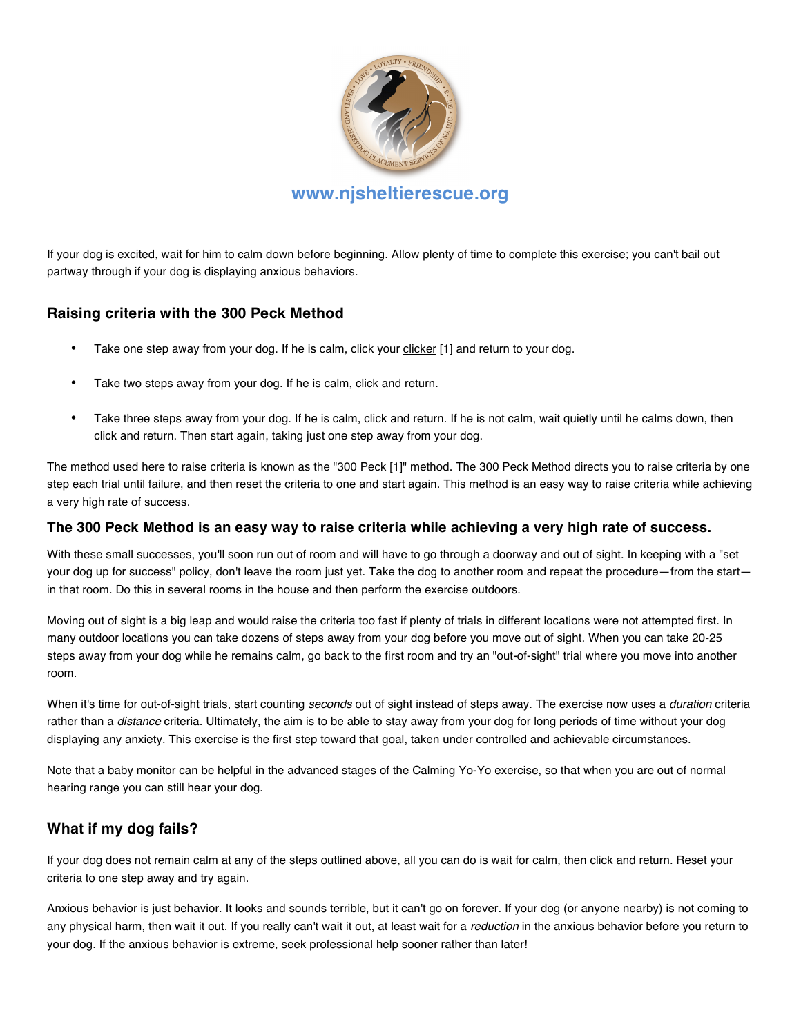www.njshelterescue.org

If your dog is excited, wait for him to calm down before beginning. Allow plenty of time to complete this exercise; you can't bail out partway through if your dog is displaying anxious behaviors.

### Raising criteria with the 300 Peck Method

- Take one step away from your dog. If he is calm, click your clicker [1] and return to your dog.
- Take two steps away from your dog. If he is calm, click and return.
- Take three steps away from your dog. If he is calm, click and return. If he is not calm, wait quietly until he calms down, then click and return. Then start again, taking just one step away from your dog.

The method used here to raise criteria is known as the "300 Peck [1]" method. The 300 Peck Method directs you to raise criteria by one step each trial until failure, and then reset the criteria to one and start again. This method is an easy way to raise criteria while achieving a very high rate of success.

### The 300 Peck Method is an easy way to raise criteria while achieving a very high rate of success.

With these small successes, you'll soon run out of room and will have to go through a doorway and out of sight. In keeping with a "set your dog up for success" policy, don't leave the room just yet. Take the dog to another room and repeat the procedure—from the start—in that room. Do this in several rooms in the house and then perform the exercise outdoors.

Moving out of sight is a big leap and would raise the criteria too fast if plenty of trials in different locations were not attempted first. In many outdoor locations you can take dozens of steps away from your dog before you move out of sight. When you can take 20-25 steps away from your dog while he remains calm, go back to the first room and try an "out-of-sight" trial where you move into another room.

When it's time for out-of-sight trials, start counting *seconds* out of sight instead of steps away. The exercise now uses a *duration* criteria rather than a *distance* criteria. Ultimately, the aim is to be able to stay away from your dog for long periods of time without your dog displaying any anxiety. This exercise is the first step toward that goal, taken under controlled and achievable circumstances.

Note that a baby monitor can be helpful in the advanced stages of the Calming Yo-Yo exercise, so that when you are out of normal hearing range you can still hear your dog.

### What if my dog fails?

If your dog does not remain calm at any of the steps outlined above, all you can do is wait for calm, then click and return. Reset your criteria to one step away and try again.

Anxious behavior is just behavior. It looks and sounds terrible, but it can't go on forever. If your dog (or anyone nearby) is not coming to any physical harm, then wait it out. If you really can't wait it out, at least wait for a *reduction* in the anxious behavior before you return to your dog. If the anxious behavior is extreme, seek professional help sooner rather than later!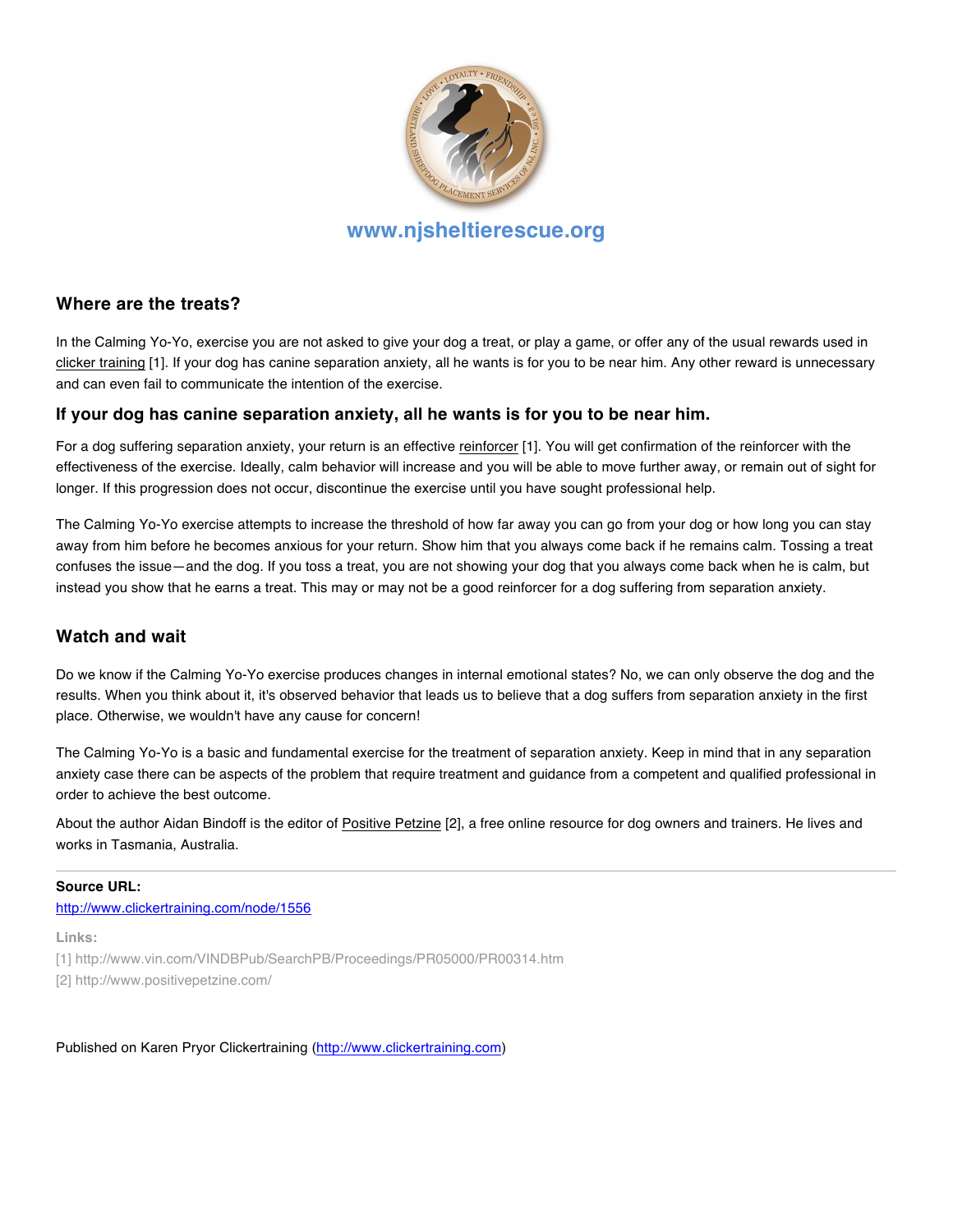www.njsheltierescue.org

## Where are the treats?

In the Calming Yo-Yo, exercise you are not asked to give your dog a treat, or play a game, or offer any of the usual rewards used in clicker training [1]. If your dog has canine separation anxiety, all he wants is for you to be near him. Any other reward is unnecessary and can even fail to communicate the intention of the exercise.

### If your dog has canine separation anxiety, all he wants is for you to be near him.

For a dog suffering separation anxiety, your return is an effective reinforcer [1]. You will get confirmation of the reinforcer with the effectiveness of the exercise. Ideally, calm behavior will increase and you will be able to move further away, or remain out of sight for longer. If this progression does not occur, discontinue the exercise until you have sought professional help.

The Calming Yo-Yo exercise attempts to increase the threshold of how far away you can go from your dog or how long you can stay away from him before he becomes anxious for your return. Show him that you always come back if he remains calm. Tossing a treat confuses the issue—and the dog. If you toss a treat, you are not showing your dog that you always come back when he is calm, but instead you show that he earns a treat. This may or may not be a good reinforcer for a dog suffering from separation anxiety.

## Watch and wait

Do we know if the Calming Yo-Yo exercise produces changes in internal emotional states? No, we can only observe the dog and the results. When you think about it, it's observed behavior that leads us to believe that a dog suffers from separation anxiety in the first place. Otherwise, we wouldn't have any cause for concern!

The Calming Yo-Yo is a basic and fundamental exercise for the treatment of separation anxiety. Keep in mind that in any separation anxiety case there can be aspects of the problem that require treatment and guidance from a competent and qualified professional in order to achieve the best outcome.

About the author Aidan Bindoff is the editor of Positive Petzine [2], a free online resource for dog owners and trainers. He lives and works in Tasmania, Australia.

---

**Source URL:**
http://www.clickertraining.com/node/1556

**Links:**
[1] http://www.vin.com/VINDBPub/SearchPB/Proceedings/PR05000/PR00314.htm
[2] http://www.positivepetzine.com/

Published on Karen Pryor Clickertraining (http://www.clickertraining.com)